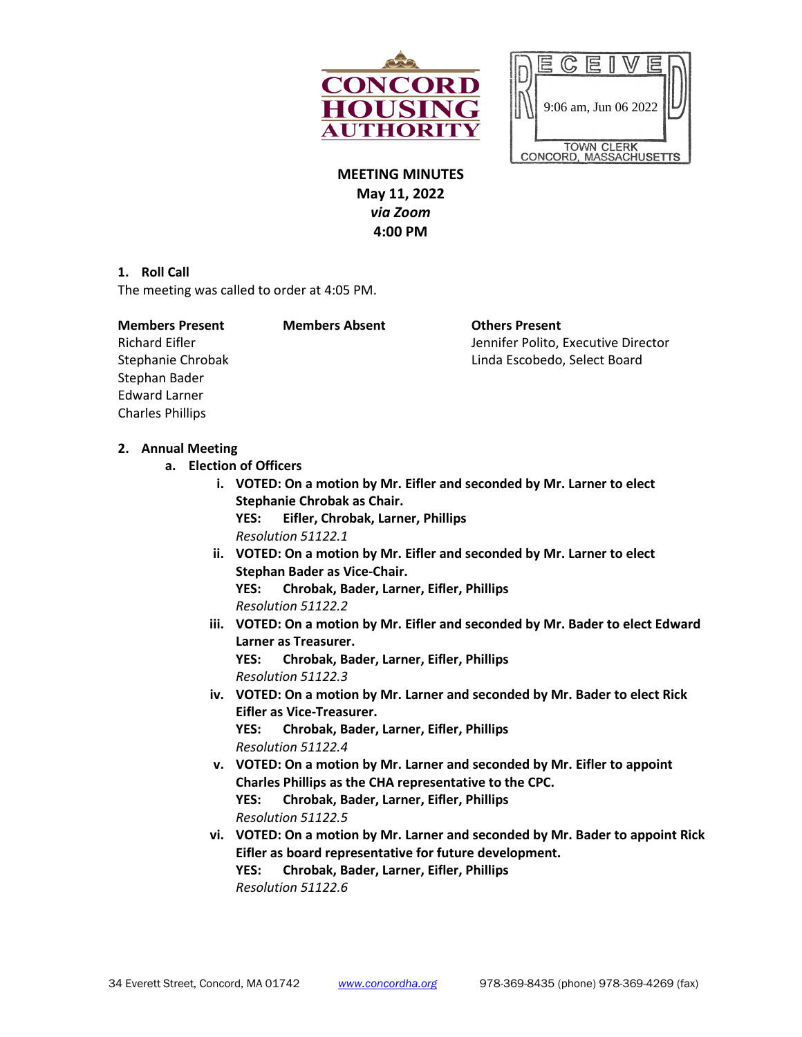CONCORD HOUSING AUTHORITY

RECEIVED
9:06 am, Jun 06 2022
TOWN CLERK
CONCORD, MASSACHUSETTS

# MEETING MINUTES
**May 11, 2022**
***via Zoom***
**4:00 PM**

**1. Roll Call**

The meeting was called to order at 4:05 PM.

| Members Present | Members Absent | Others Present |
|---|---|---|
| Richard Eifler | | Jennifer Polito, Executive Director |
| Stephanie Chrobak | | Linda Escobedo, Select Board |
| Stephan Bader | | |
| Edward Larner | | |
| Charles Phillips | | |

**2. Annual Meeting**

**a. Election of Officers**

i. **VOTED: On a motion by Mr. Eifler and seconded by Mr. Larner to elect Stephanie Chrobak as Chair.**
**YES: Eifler, Chrobak, Larner, Phillips**
*Resolution 51122.1*

ii. **VOTED: On a motion by Mr. Eifler and seconded by Mr. Larner to elect Stephan Bader as Vice-Chair.**
**YES: Chrobak, Bader, Larner, Eifler, Phillips**
*Resolution 51122.2*

iii. **VOTED: On a motion by Mr. Eifler and seconded by Mr. Bader to elect Edward Larner as Treasurer.**
**YES: Chrobak, Bader, Larner, Eifler, Phillips**
*Resolution 51122.3*

iv. **VOTED: On a motion by Mr. Larner and seconded by Mr. Bader to elect Rick Eifler as Vice-Treasurer.**
**YES: Chrobak, Bader, Larner, Eifler, Phillips**
*Resolution 51122.4*

v. **VOTED: On a motion by Mr. Larner and seconded by Mr. Eifler to appoint Charles Phillips as the CHA representative to the CPC.**
**YES: Chrobak, Bader, Larner, Eifler, Phillips**
*Resolution 51122.5*

vi. **VOTED: On a motion by Mr. Larner and seconded by Mr. Bader to appoint Rick Eifler as board representative for future development.**
**YES: Chrobak, Bader, Larner, Eifler, Phillips**
*Resolution 51122.6*

34 Everett Street, Concord, MA 01742 www.concordha.org 978-369-8435 (phone) 978-369-4269 (fax)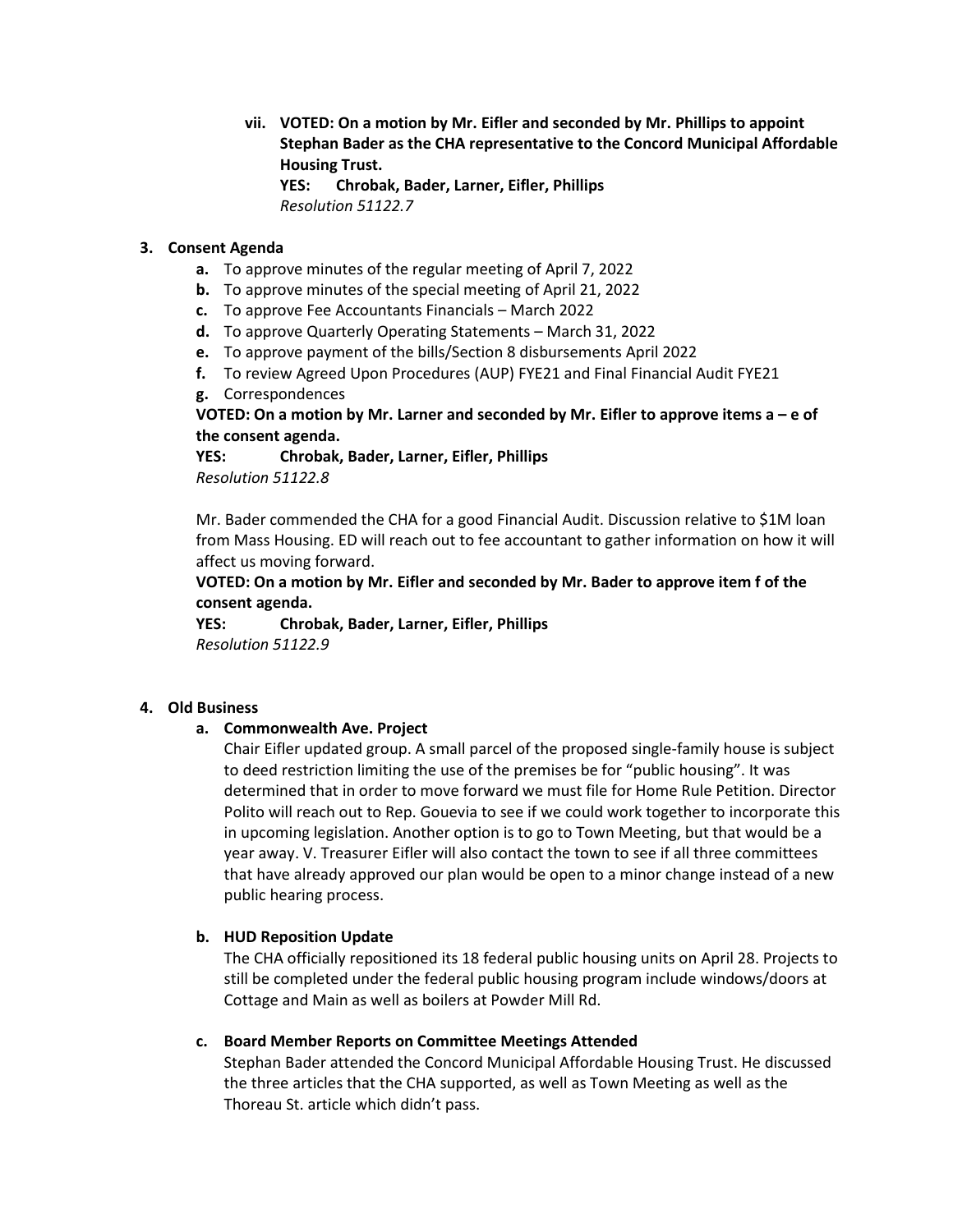vii. **VOTED: On a motion by Mr. Eifler and seconded by Mr. Phillips to appoint Stephan Bader as the CHA representative to the Concord Municipal Affordable Housing Trust.**
**YES: Chrobak, Bader, Larner, Eifler, Phillips**
*Resolution 51122.7*

**3. Consent Agenda**

- **a.** To approve minutes of the regular meeting of April 7, 2022
- **b.** To approve minutes of the special meeting of April 21, 2022
- **c.** To approve Fee Accountants Financials – March 2022
- **d.** To approve Quarterly Operating Statements – March 31, 2022
- **e.** To approve payment of the bills/Section 8 disbursements April 2022
- **f.** To review Agreed Upon Procedures (AUP) FYE21 and Final Financial Audit FYE21
- **g.** Correspondences

**VOTED: On a motion by Mr. Larner and seconded by Mr. Eifler to approve items a – e of the consent agenda.**
**YES: Chrobak, Bader, Larner, Eifler, Phillips**
*Resolution 51122.8*

Mr. Bader commended the CHA for a good Financial Audit. Discussion relative to $1M loan from Mass Housing. ED will reach out to fee accountant to gather information on how it will affect us moving forward.

**VOTED: On a motion by Mr. Eifler and seconded by Mr. Bader to approve item f of the consent agenda.**
**YES: Chrobak, Bader, Larner, Eifler, Phillips**
*Resolution 51122.9*

**4. Old Business**

**a. Commonwealth Ave. Project**

Chair Eifler updated group. A small parcel of the proposed single-family house is subject to deed restriction limiting the use of the premises be for "public housing". It was determined that in order to move forward we must file for Home Rule Petition. Director Polito will reach out to Rep. Gouevia to see if we could work together to incorporate this in upcoming legislation. Another option is to go to Town Meeting, but that would be a year away. V. Treasurer Eifler will also contact the town to see if all three committees that have already approved our plan would be open to a minor change instead of a new public hearing process.

**b. HUD Reposition Update**

The CHA officially repositioned its 18 federal public housing units on April 28. Projects to still be completed under the federal public housing program include windows/doors at Cottage and Main as well as boilers at Powder Mill Rd.

**c. Board Member Reports on Committee Meetings Attended**

Stephan Bader attended the Concord Municipal Affordable Housing Trust. He discussed the three articles that the CHA supported, as well as Town Meeting as well as the Thoreau St. article which didn't pass.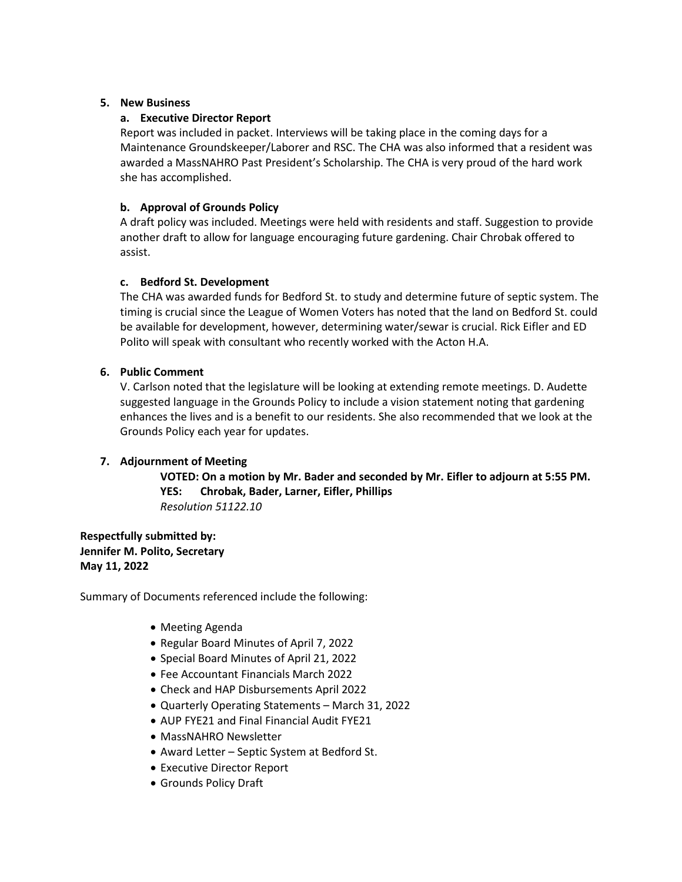5. **New Business**

   a. **Executive Director Report**

   Report was included in packet. Interviews will be taking place in the coming days for a Maintenance Groundskeeper/Laborer and RSC. The CHA was also informed that a resident was awarded a MassNAHRO Past President's Scholarship. The CHA is very proud of the hard work she has accomplished.

   b. **Approval of Grounds Policy**

   A draft policy was included. Meetings were held with residents and staff. Suggestion to provide another draft to allow for language encouraging future gardening. Chair Chrobak offered to assist.

   c. **Bedford St. Development**

   The CHA was awarded funds for Bedford St. to study and determine future of septic system. The timing is crucial since the League of Women Voters has noted that the land on Bedford St. could be available for development, however, determining water/sewar is crucial. Rick Eifler and ED Polito will speak with consultant who recently worked with the Acton H.A.

6. **Public Comment**

   V. Carlson noted that the legislature will be looking at extending remote meetings. D. Audette suggested language in the Grounds Policy to include a vision statement noting that gardening enhances the lives and is a benefit to our residents. She also recommended that we look at the Grounds Policy each year for updates.

7. **Adjournment of Meeting**

   **VOTED: On a motion by Mr. Bader and seconded by Mr. Eifler to adjourn at 5:55 PM.**
   **YES: Chrobak, Bader, Larner, Eifler, Phillips**
   *Resolution 51122.10*

**Respectfully submitted by:**
**Jennifer M. Polito, Secretary**
**May 11, 2022**

Summary of Documents referenced include the following:

- Meeting Agenda
- Regular Board Minutes of April 7, 2022
- Special Board Minutes of April 21, 2022
- Fee Accountant Financials March 2022
- Check and HAP Disbursements April 2022
- Quarterly Operating Statements – March 31, 2022
- AUP FYE21 and Final Financial Audit FYE21
- MassNAHRO Newsletter
- Award Letter – Septic System at Bedford St.
- Executive Director Report
- Grounds Policy Draft